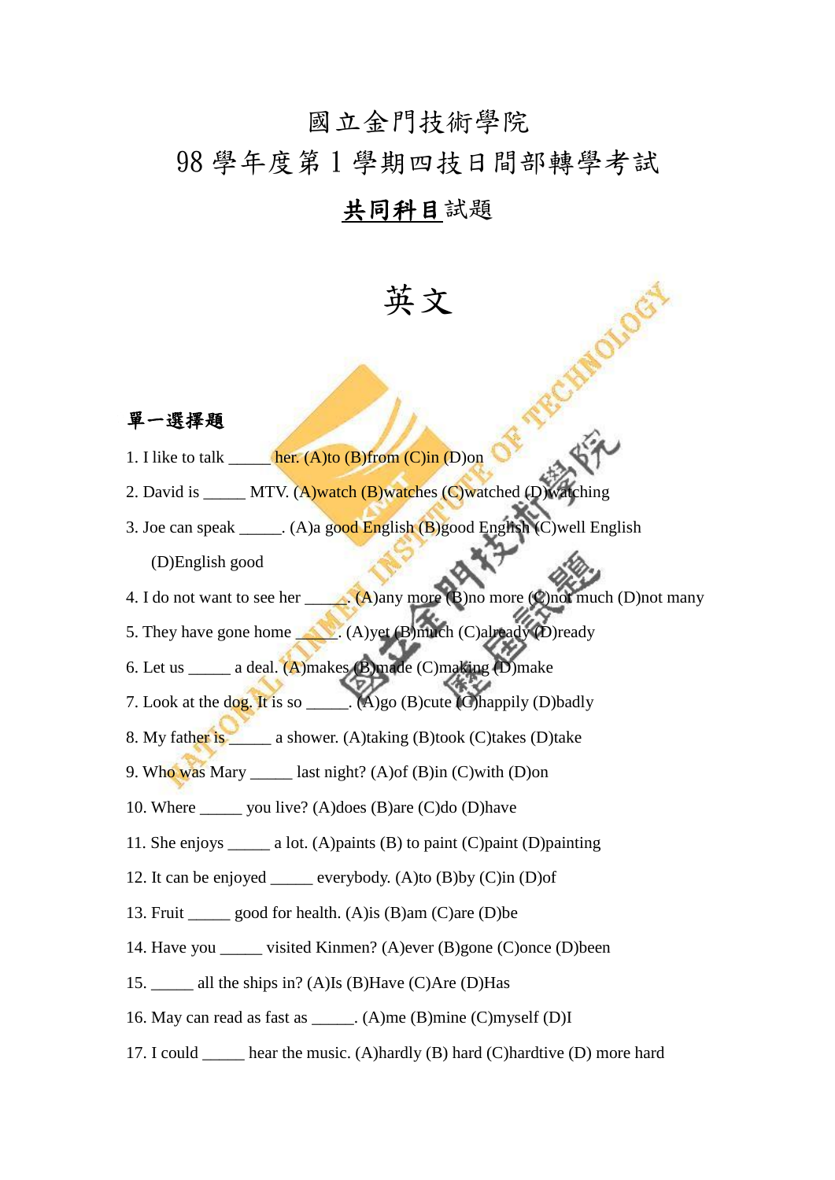# 國立金門技術學院

# 98 學年度第 1 學期四技日間部轉學考試

## **共同科目**試題

# 英文

### 單一選擇題

1. I like to talk _____ her. (A)to (B)from (C)in (D)on
2. David is _____ MTV. (A)watch (B)watches (C)watched (D)watching
3. Joe can speak _____. (A)a good English (B)good English (C)well English (D)English good
4. I do not want to see her _____. (A)any more (B)no more (C)not much (D)not many
5. They have gone home _____. (A)yet (B)much (C)already (D)ready
6. Let us _____ a deal. (A)makes (B)made (C)making (D)make
7. Look at the dog. It is so _____. (A)go (B)cute (C)happily (D)badly
8. My father is _____ a shower. (A)taking (B)took (C)takes (D)take
9. Who was Mary _____ last night? (A)of (B)in (C)with (D)on
10. Where _____ you live? (A)does (B)are (C)do (D)have
11. She enjoys _____ a lot. (A)paints (B) to paint (C)paint (D)painting
12. It can be enjoyed _____ everybody. (A)to (B)by (C)in (D)of
13. Fruit _____ good for health. (A)is (B)am (C)are (D)be
14. Have you _____ visited Kinmen? (A)ever (B)gone (C)once (D)been
15. _____ all the ships in? (A)Is (B)Have (C)Are (D)Has
16. May can read as fast as _____. (A)me (B)mine (C)myself (D)I
17. I could _____ hear the music. (A)hardly (B) hard (C)hardtive (D) more hard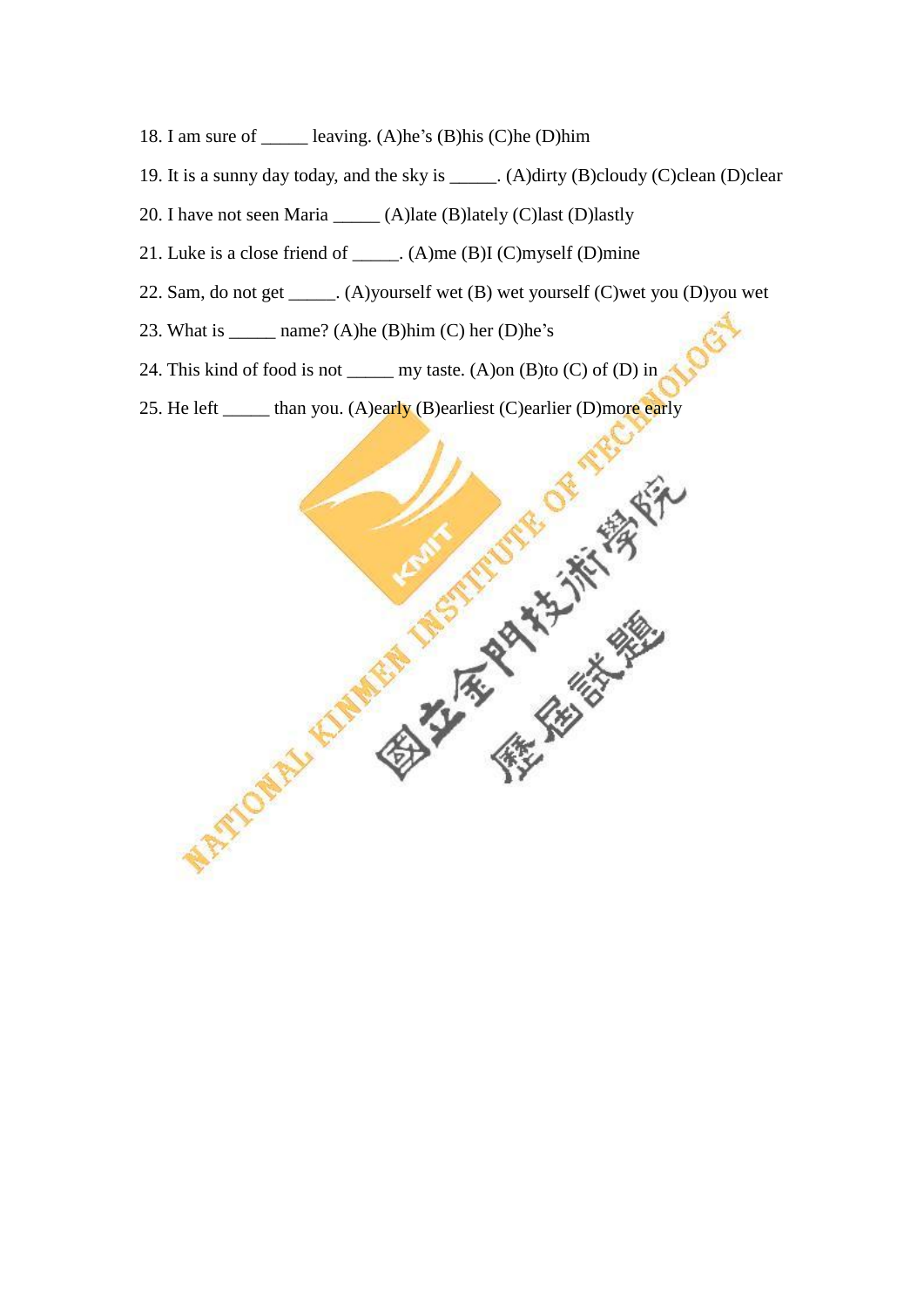18. I am sure of _____ leaving. (A)he's (B)his (C)he (D)him

19. It is a sunny day today, and the sky is _____. (A)dirty (B)cloudy (C)clean (D)clear

20. I have not seen Maria _____ (A)late (B)lately (C)last (D)lastly

21. Luke is a close friend of _____. (A)me (B)I (C)myself (D)mine

22. Sam, do not get _____. (A)yourself wet (B) wet yourself (C)wet you (D)you wet

23. What is _____ name? (A)he (B)him (C) her (D)he's

24. This kind of food is not _____ my taste. (A)on (B)to (C) of (D) in

25. He left _____ than you. (A)early (B)earliest (C)earlier (D)more early